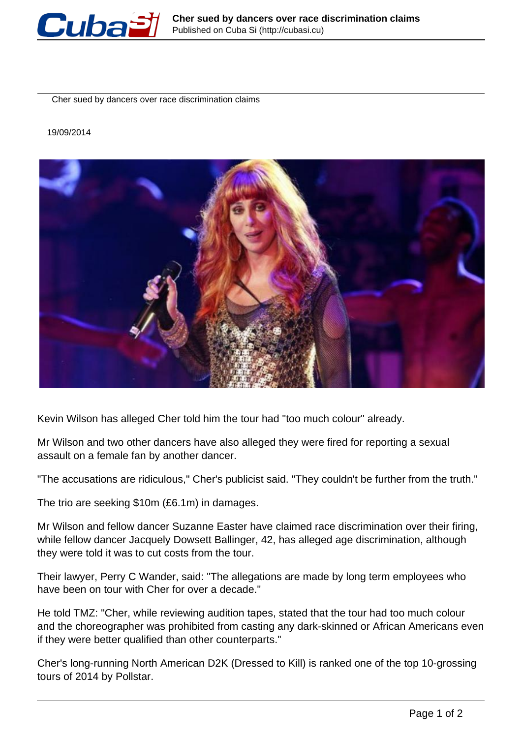Cher sued by dancers over race discrimination claims

19/09/2014

Kevin Wilson has alleged Cher told him the tour had "too much colour" already.

Mr Wilson and two other dancers have also alleged they were fired for reporting a sexual assault on a female fan by another dancer.

"The accusations are ridiculous," Cher's publicist said. "They couldn't be further from the truth."

The trio are seeking $10m (£6.1m) in damages.

Mr Wilson and fellow dancer Suzanne Easter have claimed race discrimination over their firing, while fellow dancer Jacquely Dowsett Ballinger, 42, has alleged age discrimination, although they were told it was to cut costs from the tour.

Their lawyer, Perry C Wander, said: "The allegations are made by long term employees who have been on tour with Cher for over a decade."

He told TMZ: "Cher, while reviewing audition tapes, stated that the tour had too much colour and the choreographer was prohibited from casting any dark-skinned or African Americans even if they were better qualified than other counterparts."

Cher's long-running North American D2K (Dressed to Kill) is ranked one of the top 10-grossing tours of 2014 by Pollstar.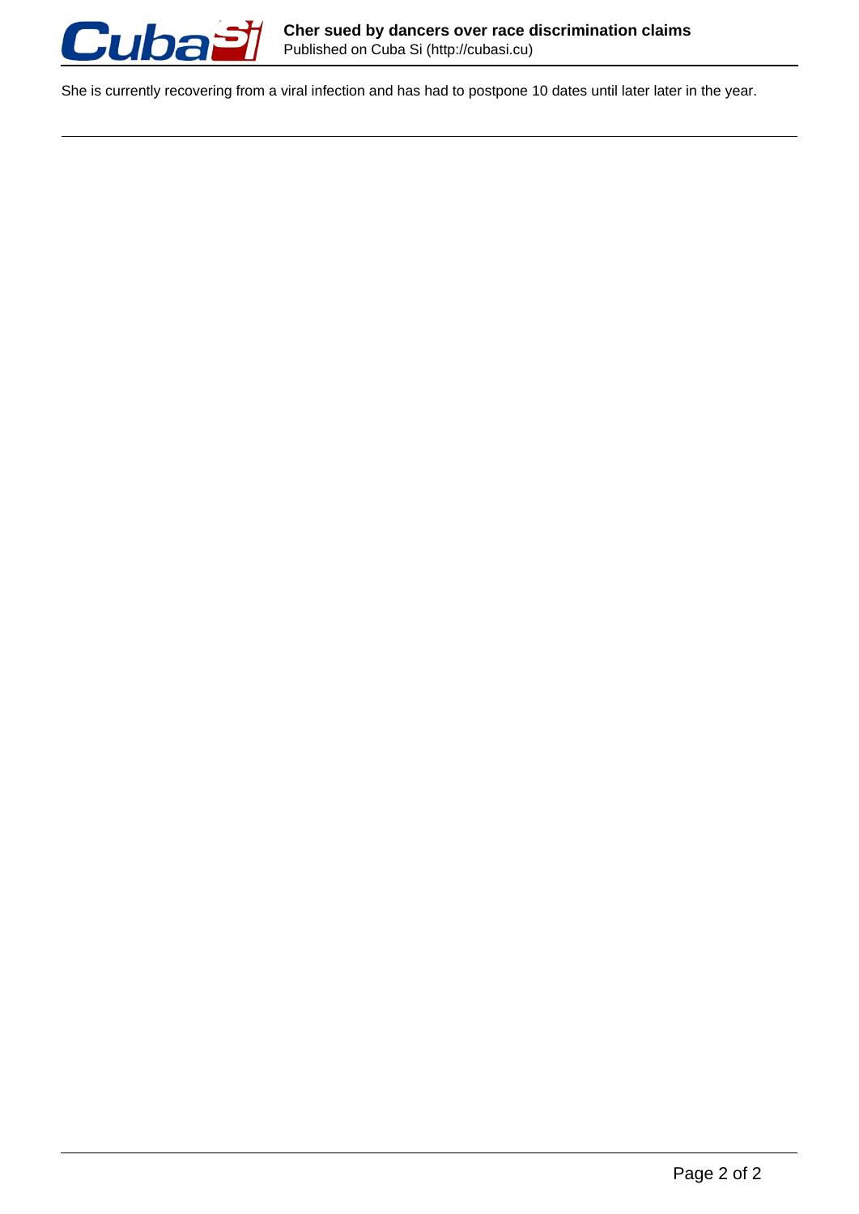She is currently recovering from a viral infection and has had to postpone 10 dates until later later in the year.